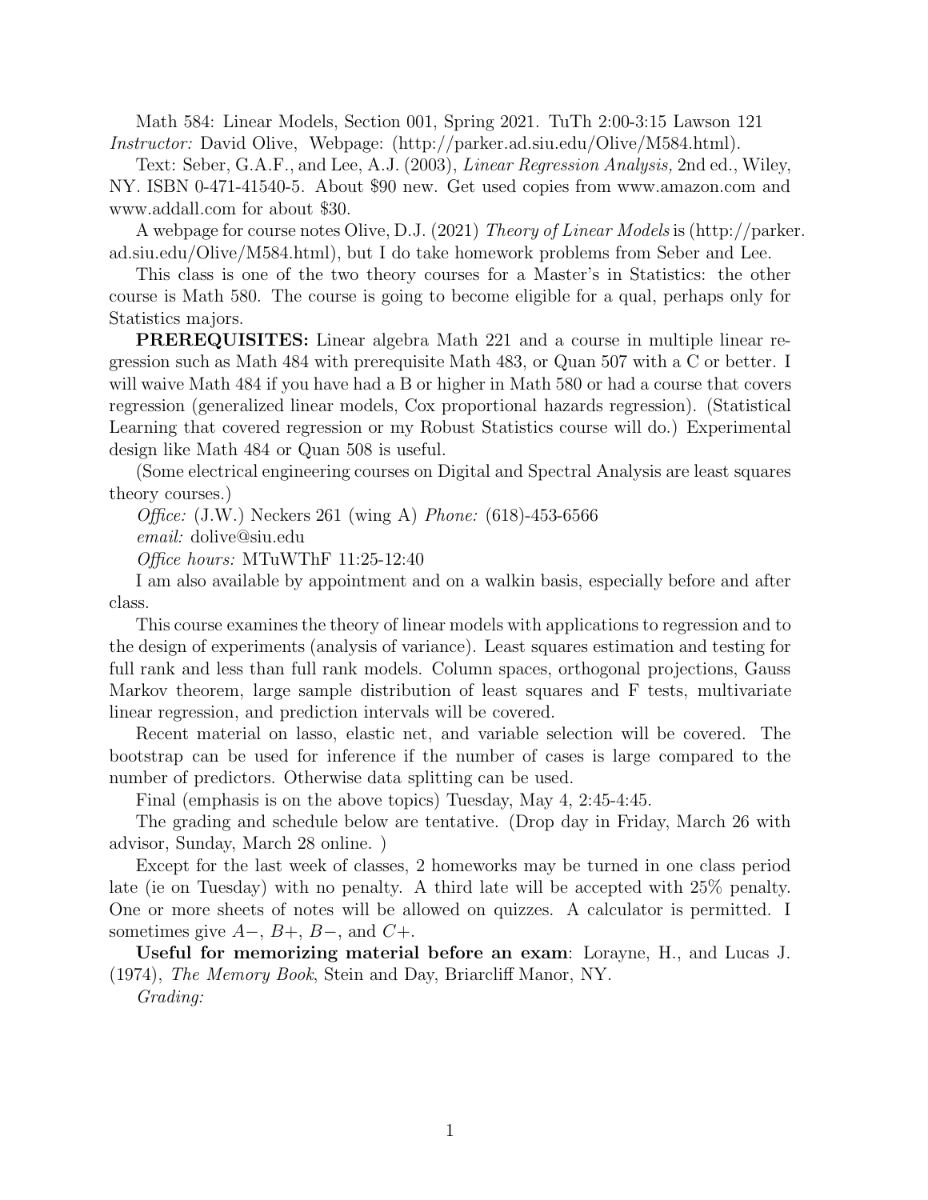Math 584: Linear Models, Section 001, Spring 2021. TuTh 2:00-3:15 Lawson 121
*Instructor:* David Olive, Webpage: (http://parker.ad.siu.edu/Olive/M584.html).

Text: Seber, G.A.F., and Lee, A.J. (2003), *Linear Regression Analysis,* 2nd ed., Wiley, NY. ISBN 0-471-41540-5. About $90 new. Get used copies from www.amazon.com and www.addall.com for about $30.

A webpage for course notes Olive, D.J. (2021) *Theory of Linear Models* is (http://parker.ad.siu.edu/Olive/M584.html), but I do take homework problems from Seber and Lee.

This class is one of the two theory courses for a Master's in Statistics: the other course is Math 580. The course is going to become eligible for a qual, perhaps only for Statistics majors.

**PREREQUISITES:** Linear algebra Math 221 and a course in multiple linear regression such as Math 484 with prerequisite Math 483, or Quan 507 with a C or better. I will waive Math 484 if you have had a B or higher in Math 580 or had a course that covers regression (generalized linear models, Cox proportional hazards regression). (Statistical Learning that covered regression or my Robust Statistics course will do.) Experimental design like Math 484 or Quan 508 is useful.

(Some electrical engineering courses on Digital and Spectral Analysis are least squares theory courses.)

*Office:* (J.W.) Neckers 261 (wing A) *Phone:* (618)-453-6566

*email:* dolive@siu.edu

*Office hours:* MTuWThF 11:25-12:40

I am also available by appointment and on a walkin basis, especially before and after class.

This course examines the theory of linear models with applications to regression and to the design of experiments (analysis of variance). Least squares estimation and testing for full rank and less than full rank models. Column spaces, orthogonal projections, Gauss Markov theorem, large sample distribution of least squares and F tests, multivariate linear regression, and prediction intervals will be covered.

Recent material on lasso, elastic net, and variable selection will be covered. The bootstrap can be used for inference if the number of cases is large compared to the number of predictors. Otherwise data splitting can be used.

Final (emphasis is on the above topics) Tuesday, May 4, 2:45-4:45.

The grading and schedule below are tentative. (Drop day in Friday, March 26 with advisor, Sunday, March 28 online. )

Except for the last week of classes, 2 homeworks may be turned in one class period late (ie on Tuesday) with no penalty. A third late will be accepted with 25% penalty. One or more sheets of notes will be allowed on quizzes. A calculator is permitted. I sometimes give $A-$, $B+$, $B-$, and $C+$.

**Useful for memorizing material before an exam**: Lorayne, H., and Lucas J. (1974), *The Memory Book*, Stein and Day, Briarcliff Manor, NY.

*Grading:*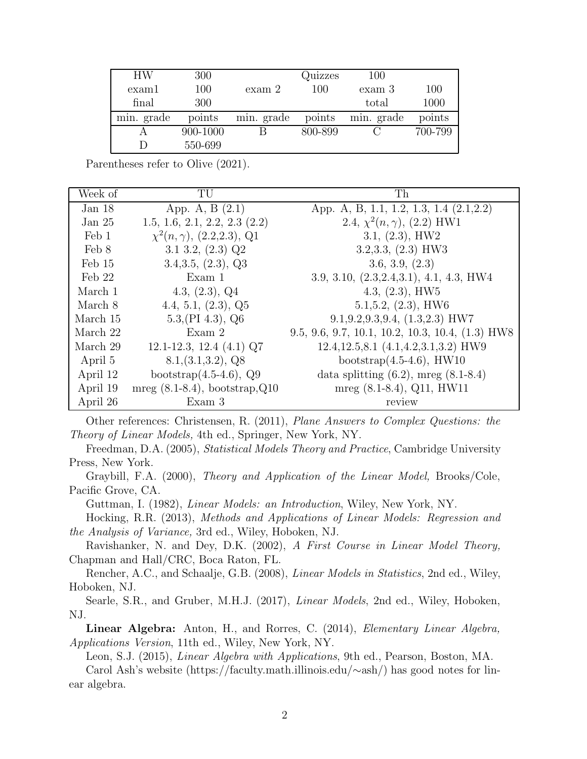| | | | | | |
|---|---|---|---|---|---|
| HW | 300 | | Quizzes | 100 | |
| exam1 | 100 | exam 2 | 100 | exam 3 | 100 |
| final | 300 | | | total | 1000 |
| min. grade | points | min. grade | points | min. grade | points |
| A | 900-1000 | B | 800-899 | C | 700-799 |
| D | 550-699 | | | | |

Parentheses refer to Olive (2021).

| Week of | TU | Th |
|---|---|---|
| Jan 18 | App. A, B (2.1) | App. A, B, 1.1, 1.2, 1.3, 1.4 (2.1,2.2) |
| Jan 25 | 1.5, 1.6, 2.1, 2.2, 2.3 (2.2) | 2.4, $\chi^2(n, \gamma)$, (2.2) HW1 |
| Feb 1 | $\chi^2(n, \gamma)$, (2.2,2.3), Q1 | 3.1, (2.3), HW2 |
| Feb 8 | 3.1 3.2, (2.3) Q2 | 3.2,3.3, (2.3) HW3 |
| Feb 15 | 3.4,3.5, (2.3), Q3 | 3.6, 3.9, (2.3) |
| Feb 22 | Exam 1 | 3.9, 3.10, (2.3,2.4,3.1), 4.1, 4.3, HW4 |
| March 1 | 4.3, (2.3), Q4 | 4.3, (2.3), HW5 |
| March 8 | 4.4, 5.1, (2.3), Q5 | 5.1,5.2, (2.3), HW6 |
| March 15 | 5.3,(PI 4.3), Q6 | 9.1,9.2,9.3,9.4, (1.3,2.3) HW7 |
| March 22 | Exam 2 | 9.5, 9.6, 9.7, 10.1, 10.2, 10.3, 10.4, (1.3) HW8 |
| March 29 | 12.1-12.3, 12.4 (4.1) Q7 | 12.4,12.5,8.1 (4.1,4.2,3.1,3.2) HW9 |
| April 5 | 8.1,(3.1,3.2), Q8 | bootstrap(4.5-4.6), HW10 |
| April 12 | bootstrap(4.5-4.6), Q9 | data splitting (6.2), mreg (8.1-8.4) |
| April 19 | mreg (8.1-8.4), bootstrap,Q10 | mreg (8.1-8.4), Q11, HW11 |
| April 26 | Exam 3 | review |

Other references: Christensen, R. (2011), *Plane Answers to Complex Questions: the Theory of Linear Models,* 4th ed., Springer, New York, NY.

Freedman, D.A. (2005), *Statistical Models Theory and Practice*, Cambridge University Press, New York.

Graybill, F.A. (2000), *Theory and Application of the Linear Model,* Brooks/Cole, Pacific Grove, CA.

Guttman, I. (1982), *Linear Models: an Introduction*, Wiley, New York, NY.

Hocking, R.R. (2013), *Methods and Applications of Linear Models: Regression and the Analysis of Variance,* 3rd ed., Wiley, Hoboken, NJ.

Ravishanker, N. and Dey, D.K. (2002), *A First Course in Linear Model Theory,* Chapman and Hall/CRC, Boca Raton, FL.

Rencher, A.C., and Schaalje, G.B. (2008), *Linear Models in Statistics*, 2nd ed., Wiley, Hoboken, NJ.

Searle, S.R., and Gruber, M.H.J. (2017), *Linear Models*, 2nd ed., Wiley, Hoboken, NJ.

**Linear Algebra:** Anton, H., and Rorres, C. (2014), *Elementary Linear Algebra, Applications Version*, 11th ed., Wiley, New York, NY.

Leon, S.J. (2015), *Linear Algebra with Applications*, 9th ed., Pearson, Boston, MA.

Carol Ash's website (https://faculty.math.illinois.edu/∼ash/) has good notes for linear algebra.